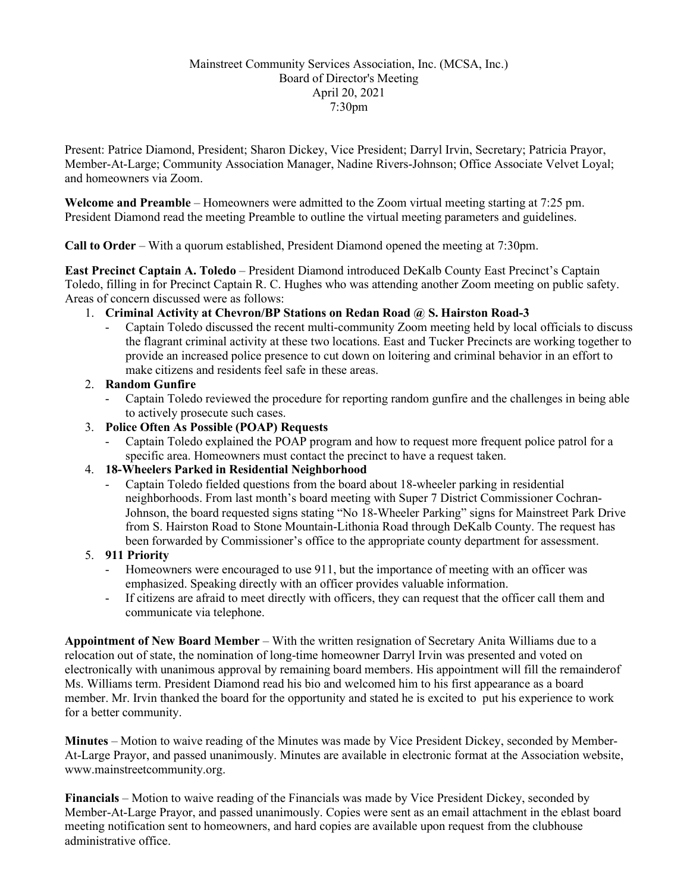Mainstreet Community Services Association, Inc. (MCSA, Inc.)
Board of Director's Meeting
April 20, 2021
7:30pm

Present: Patrice Diamond, President; Sharon Dickey, Vice President; Darryl Irvin, Secretary; Patricia Prayor, Member-At-Large; Community Association Manager, Nadine Rivers-Johnson; Office Associate Velvet Loyal; and homeowners via Zoom.

**Welcome and Preamble** – Homeowners were admitted to the Zoom virtual meeting starting at 7:25 pm. President Diamond read the meeting Preamble to outline the virtual meeting parameters and guidelines.

**Call to Order** – With a quorum established, President Diamond opened the meeting at 7:30pm.

**East Precinct Captain A. Toledo** – President Diamond introduced DeKalb County East Precinct's Captain Toledo, filling in for Precinct Captain R. C. Hughes who was attending another Zoom meeting on public safety. Areas of concern discussed were as follows:

1. **Criminal Activity at Chevron/BP Stations on Redan Road @ S. Hairston Road-3**
   - Captain Toledo discussed the recent multi-community Zoom meeting held by local officials to discuss the flagrant criminal activity at these two locations. East and Tucker Precincts are working together to provide an increased police presence to cut down on loitering and criminal behavior in an effort to make citizens and residents feel safe in these areas.
2. **Random Gunfire**
   - Captain Toledo reviewed the procedure for reporting random gunfire and the challenges in being able to actively prosecute such cases.
3. **Police Often As Possible (POAP) Requests**
   - Captain Toledo explained the POAP program and how to request more frequent police patrol for a specific area. Homeowners must contact the precinct to have a request taken.
4. **18-Wheelers Parked in Residential Neighborhood**
   - Captain Toledo fielded questions from the board about 18-wheeler parking in residential neighborhoods. From last month's board meeting with Super 7 District Commissioner Cochran-Johnson, the board requested signs stating "No 18-Wheeler Parking" signs for Mainstreet Park Drive from S. Hairston Road to Stone Mountain-Lithonia Road through DeKalb County. The request has been forwarded by Commissioner's office to the appropriate county department for assessment.
5. **911 Priority**
   - Homeowners were encouraged to use 911, but the importance of meeting with an officer was emphasized. Speaking directly with an officer provides valuable information.
   - If citizens are afraid to meet directly with officers, they can request that the officer call them and communicate via telephone.

**Appointment of New Board Member** – With the written resignation of Secretary Anita Williams due to a relocation out of state, the nomination of long-time homeowner Darryl Irvin was presented and voted on electronically with unanimous approval by remaining board members. His appointment will fill the remainderof Ms. Williams term. President Diamond read his bio and welcomed him to his first appearance as a board member. Mr. Irvin thanked the board for the opportunity and stated he is excited to put his experience to work for a better community.

**Minutes** – Motion to waive reading of the Minutes was made by Vice President Dickey, seconded by Member-At-Large Prayor, and passed unanimously. Minutes are available in electronic format at the Association website, www.mainstreetcommunity.org.

**Financials** – Motion to waive reading of the Financials was made by Vice President Dickey, seconded by Member-At-Large Prayor, and passed unanimously. Copies were sent as an email attachment in the eblast board meeting notification sent to homeowners, and hard copies are available upon request from the clubhouse administrative office.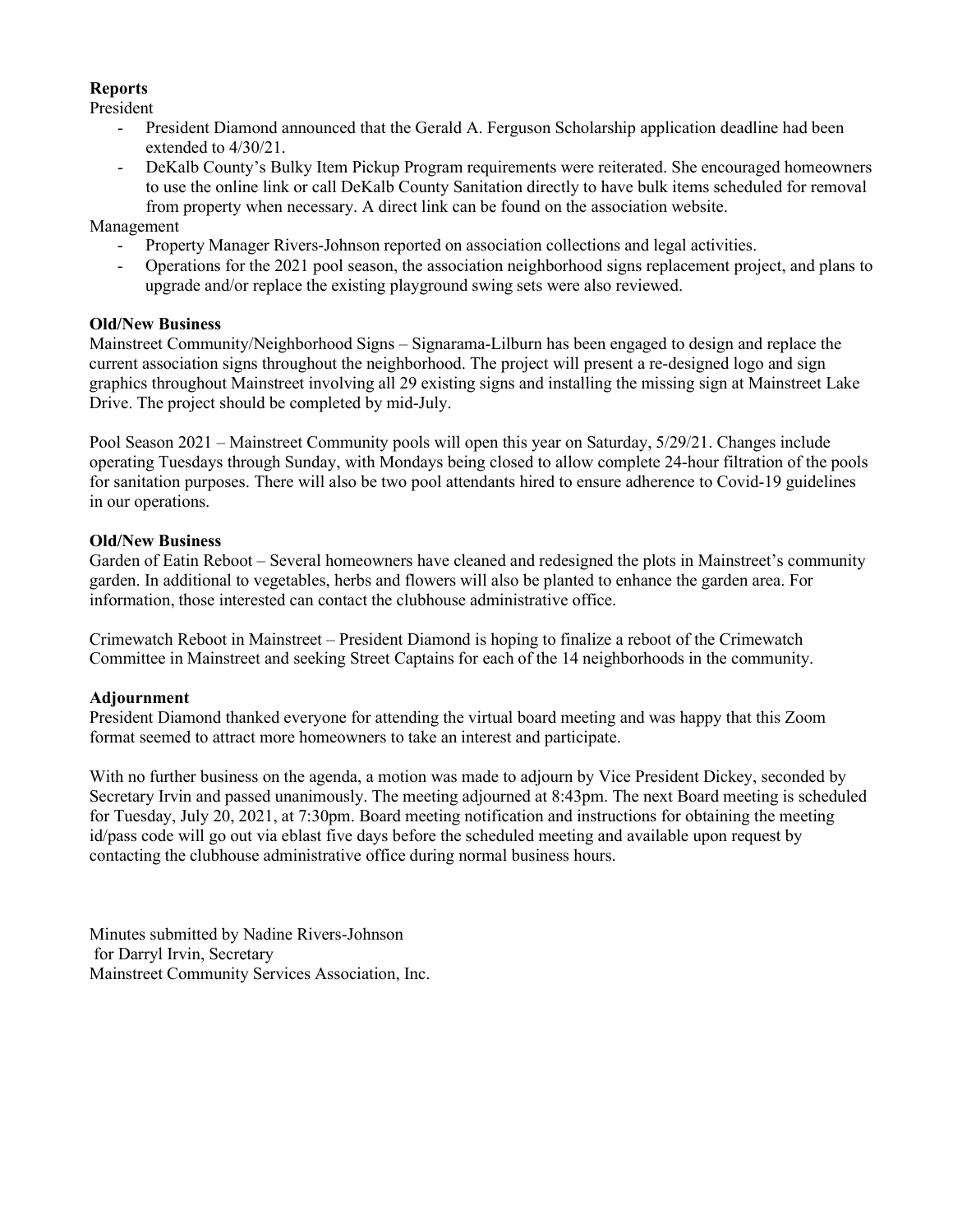**Reports**

President

- President Diamond announced that the Gerald A. Ferguson Scholarship application deadline had been extended to 4/30/21.
- DeKalb County's Bulky Item Pickup Program requirements were reiterated. She encouraged homeowners to use the online link or call DeKalb County Sanitation directly to have bulk items scheduled for removal from property when necessary. A direct link can be found on the association website.

Management

- Property Manager Rivers-Johnson reported on association collections and legal activities.
- Operations for the 2021 pool season, the association neighborhood signs replacement project, and plans to upgrade and/or replace the existing playground swing sets were also reviewed.

**Old/New Business**

Mainstreet Community/Neighborhood Signs – Signarama-Lilburn has been engaged to design and replace the current association signs throughout the neighborhood. The project will present a re-designed logo and sign graphics throughout Mainstreet involving all 29 existing signs and installing the missing sign at Mainstreet Lake Drive. The project should be completed by mid-July.

Pool Season 2021 – Mainstreet Community pools will open this year on Saturday, 5/29/21. Changes include operating Tuesdays through Sunday, with Mondays being closed to allow complete 24-hour filtration of the pools for sanitation purposes. There will also be two pool attendants hired to ensure adherence to Covid-19 guidelines in our operations.

**Old/New Business**

Garden of Eatin Reboot – Several homeowners have cleaned and redesigned the plots in Mainstreet's community garden. In additional to vegetables, herbs and flowers will also be planted to enhance the garden area. For information, those interested can contact the clubhouse administrative office.

Crimewatch Reboot in Mainstreet – President Diamond is hoping to finalize a reboot of the Crimewatch Committee in Mainstreet and seeking Street Captains for each of the 14 neighborhoods in the community.

**Adjournment**

President Diamond thanked everyone for attending the virtual board meeting and was happy that this Zoom format seemed to attract more homeowners to take an interest and participate.

With no further business on the agenda, a motion was made to adjourn by Vice President Dickey, seconded by Secretary Irvin and passed unanimously. The meeting adjourned at 8:43pm. The next Board meeting is scheduled for Tuesday, July 20, 2021, at 7:30pm. Board meeting notification and instructions for obtaining the meeting id/pass code will go out via eblast five days before the scheduled meeting and available upon request by contacting the clubhouse administrative office during normal business hours.

Minutes submitted by Nadine Rivers-Johnson
for Darryl Irvin, Secretary
Mainstreet Community Services Association, Inc.